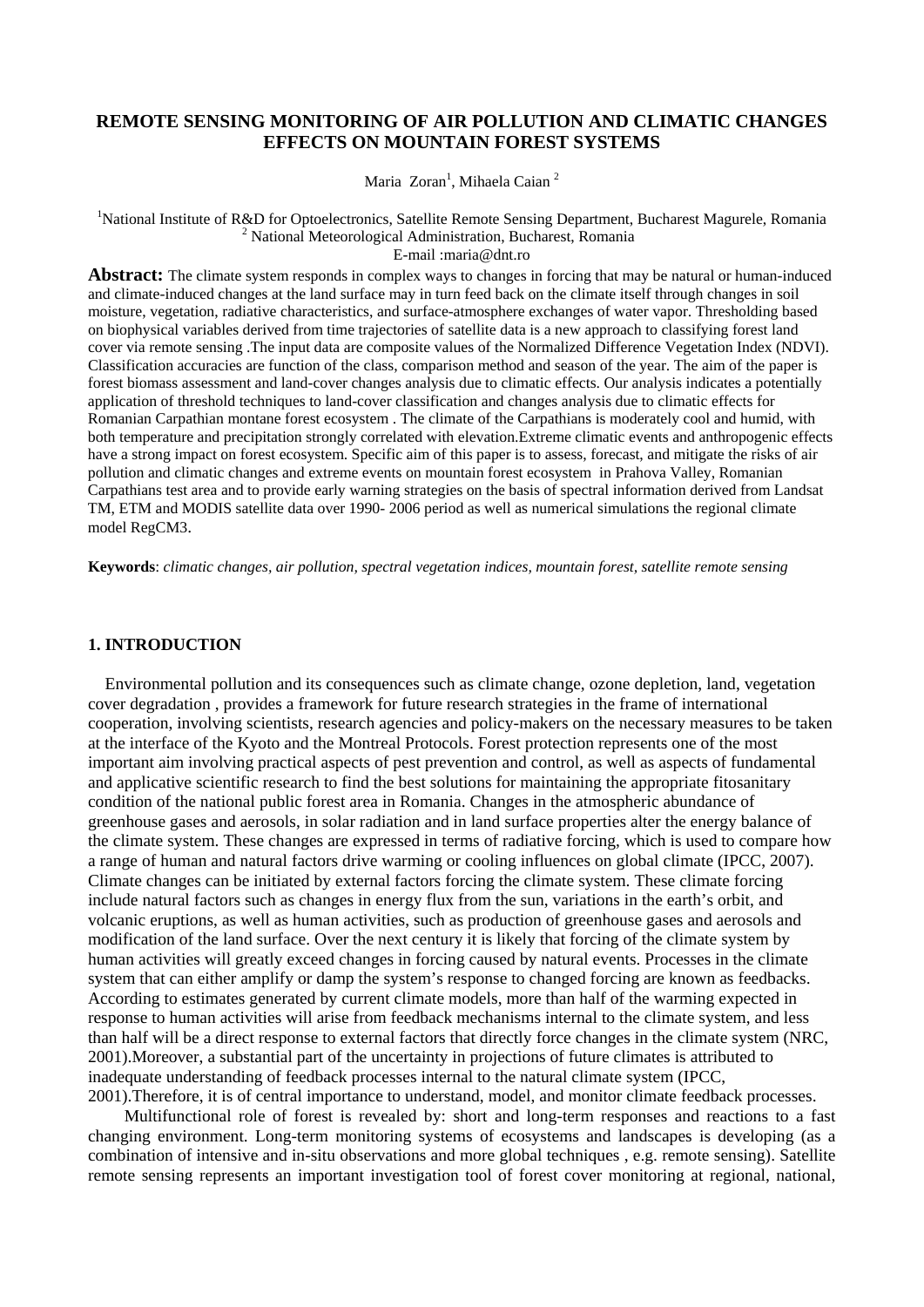# REMOTE SENSING MONITORING OF AIR POLLUTION AND CLIMATIC CHANGES EFFECTS ON MOUNTAIN FOREST SYSTEMS

Maria Zoran[1], Mihaela Caian [2]

[1]National Institute of R&D for Optoelectronics, Satellite Remote Sensing Department, Bucharest Magurele, Romania
[2] National Meteorological Administration, Bucharest, Romania
E-mail :maria@dnt.ro

**Abstract:** The climate system responds in complex ways to changes in forcing that may be natural or human-induced and climate-induced changes at the land surface may in turn feed back on the climate itself through changes in soil moisture, vegetation, radiative characteristics, and surface-atmosphere exchanges of water vapor. Thresholding based on biophysical variables derived from time trajectories of satellite data is a new approach to classifying forest land cover via remote sensing .The input data are composite values of the Normalized Difference Vegetation Index (NDVI). Classification accuracies are function of the class, comparison method and season of the year. The aim of the paper is forest biomass assessment and land-cover changes analysis due to climatic effects. Our analysis indicates a potentially application of threshold techniques to land-cover classification and changes analysis due to climatic effects for Romanian Carpathian montane forest ecosystem . The climate of the Carpathians is moderately cool and humid, with both temperature and precipitation strongly correlated with elevation.Extreme climatic events and anthropogenic effects have a strong impact on forest ecosystem. Specific aim of this paper is to assess, forecast, and mitigate the risks of air pollution and climatic changes and extreme events on mountain forest ecosystem in Prahova Valley, Romanian Carpathians test area and to provide early warning strategies on the basis of spectral information derived from Landsat TM, ETM and MODIS satellite data over 1990- 2006 period as well as numerical simulations the regional climate model RegCM3.

**Keywords**: *climatic changes, air pollution, spectral vegetation indices, mountain forest, satellite remote sensing*

## 1. INTRODUCTION

Environmental pollution and its consequences such as climate change, ozone depletion, land, vegetation cover degradation , provides a framework for future research strategies in the frame of international cooperation, involving scientists, research agencies and policy-makers on the necessary measures to be taken at the interface of the Kyoto and the Montreal Protocols. Forest protection represents one of the most important aim involving practical aspects of pest prevention and control, as well as aspects of fundamental and applicative scientific research to find the best solutions for maintaining the appropriate fitosanitary condition of the national public forest area in Romania. Changes in the atmospheric abundance of greenhouse gases and aerosols, in solar radiation and in land surface properties alter the energy balance of the climate system. These changes are expressed in terms of radiative forcing, which is used to compare how a range of human and natural factors drive warming or cooling influences on global climate (IPCC, 2007). Climate changes can be initiated by external factors forcing the climate system. These climate forcing include natural factors such as changes in energy flux from the sun, variations in the earth's orbit, and volcanic eruptions, as well as human activities, such as production of greenhouse gases and aerosols and modification of the land surface. Over the next century it is likely that forcing of the climate system by human activities will greatly exceed changes in forcing caused by natural events. Processes in the climate system that can either amplify or damp the system's response to changed forcing are known as feedbacks. According to estimates generated by current climate models, more than half of the warming expected in response to human activities will arise from feedback mechanisms internal to the climate system, and less than half will be a direct response to external factors that directly force changes in the climate system (NRC, 2001).Moreover, a substantial part of the uncertainty in projections of future climates is attributed to inadequate understanding of feedback processes internal to the natural climate system (IPCC, 2001).Therefore, it is of central importance to understand, model, and monitor climate feedback processes.

Multifunctional role of forest is revealed by: short and long-term responses and reactions to a fast changing environment. Long-term monitoring systems of ecosystems and landscapes is developing (as a combination of intensive and in-situ observations and more global techniques , e.g. remote sensing). Satellite remote sensing represents an important investigation tool of forest cover monitoring at regional, national,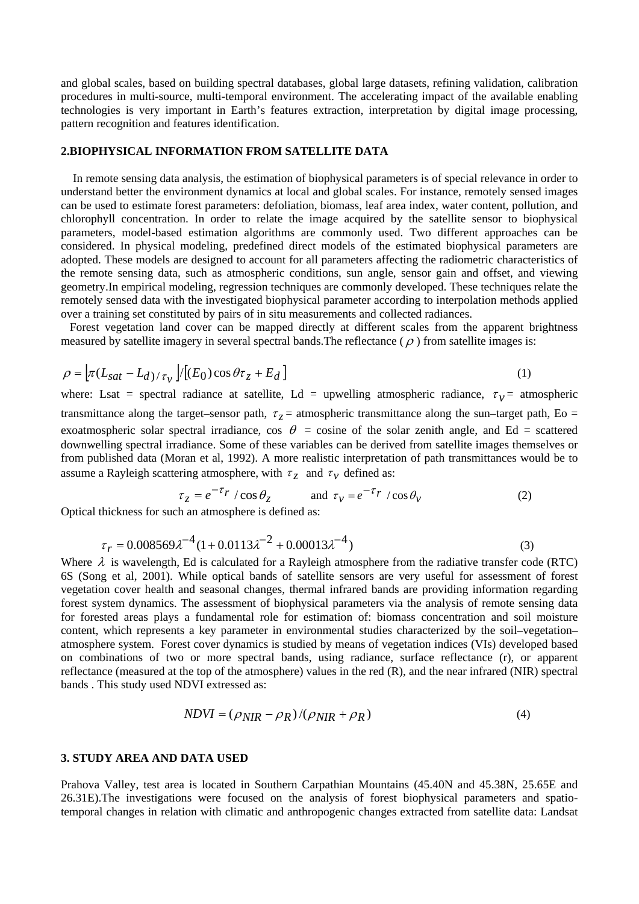and global scales, based on building spectral databases, global large datasets, refining validation, calibration procedures in multi-source, multi-temporal environment. The accelerating impact of the available enabling technologies is very important in Earth's features extraction, interpretation by digital image processing, pattern recognition and features identification.

## 2.BIOPHYSICAL INFORMATION FROM SATELLITE DATA

In remote sensing data analysis, the estimation of biophysical parameters is of special relevance in order to understand better the environment dynamics at local and global scales. For instance, remotely sensed images can be used to estimate forest parameters: defoliation, biomass, leaf area index, water content, pollution, and chlorophyll concentration. In order to relate the image acquired by the satellite sensor to biophysical parameters, model-based estimation algorithms are commonly used. Two different approaches can be considered. In physical modeling, predefined direct models of the estimated biophysical parameters are adopted. These models are designed to account for all parameters affecting the radiometric characteristics of the remote sensing data, such as atmospheric conditions, sun angle, sensor gain and offset, and viewing geometry.In empirical modeling, regression techniques are commonly developed. These techniques relate the remotely sensed data with the investigated biophysical parameter according to interpolation methods applied over a training set constituted by pairs of in situ measurements and collected radiances.

Forest vegetation land cover can be mapped directly at different scales from the apparent brightness measured by satellite imagery in several spectral bands.The reflectance ( $\rho$ ) from satellite images is:

$$\rho = \left[\pi(L_{sat} - L_d)/\tau_v\right]/\left[(E_0)\cos\theta\tau_z + E_d\right] \tag{1}$$

where: Lsat = spectral radiance at satellite, Ld = upwelling atmospheric radiance, $\tau_v$ = atmospheric transmittance along the target–sensor path, $\tau_z$ = atmospheric transmittance along the sun–target path, Eo = exoatmospheric solar spectral irradiance, cos $\theta$ = cosine of the solar zenith angle, and Ed = scattered downwelling spectral irradiance. Some of these variables can be derived from satellite images themselves or from published data (Moran et al, 1992). A more realistic interpretation of path transmittances would be to assume a Rayleigh scattering atmosphere, with $\tau_z$ and $\tau_v$ defined as:

$$\tau_z = e^{-\tau_r} / \cos\theta_z \qquad \text{and} \quad \tau_v = e^{-\tau_r} / \cos\theta_v \tag{2}$$

Optical thickness for such an atmosphere is defined as:

$$\tau_r = 0.008569\lambda^{-4}(1 + 0.0113\lambda^{-2} + 0.00013\lambda^{-4}) \tag{3}$$

Where $\lambda$ is wavelength, Ed is calculated for a Rayleigh atmosphere from the radiative transfer code (RTC) 6S (Song et al, 2001). While optical bands of satellite sensors are very useful for assessment of forest vegetation cover health and seasonal changes, thermal infrared bands are providing information regarding forest system dynamics. The assessment of biophysical parameters via the analysis of remote sensing data for forested areas plays a fundamental role for estimation of: biomass concentration and soil moisture content, which represents a key parameter in environmental studies characterized by the soil–vegetation–atmosphere system. Forest cover dynamics is studied by means of vegetation indices (VIs) developed based on combinations of two or more spectral bands, using radiance, surface reflectance (r), or apparent reflectance (measured at the top of the atmosphere) values in the red (R), and the near infrared (NIR) spectral bands . This study used NDVI extressed as:

$$NDVI = (\rho_{NIR} - \rho_R)/(\rho_{NIR} + \rho_R) \tag{4}$$

## 3. STUDY AREA AND DATA USED

Prahova Valley, test area is located in Southern Carpathian Mountains (45.40N and 45.38N, 25.65E and 26.31E).The investigations were focused on the analysis of forest biophysical parameters and spatio-temporal changes in relation with climatic and anthropogenic changes extracted from satellite data: Landsat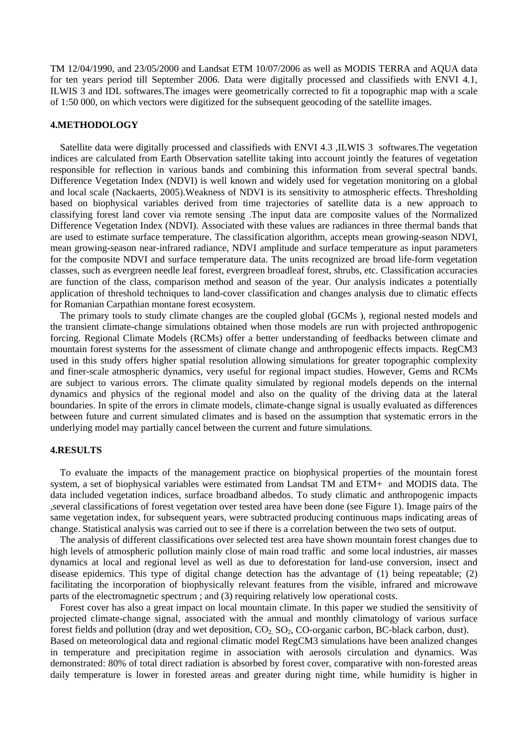TM 12/04/1990, and 23/05/2000 and Landsat ETM 10/07/2006 as well as MODIS TERRA and AQUA data for ten years period till September 2006. Data were digitally processed and classifieds with ENVI 4.1, ILWIS 3 and IDL softwares.The images were geometrically corrected to fit a topographic map with a scale of 1:50 000, on which vectors were digitized for the subsequent geocoding of the satellite images.

## 4.METHODOLOGY

Satellite data were digitally processed and classifieds with ENVI 4.3 ,ILWIS 3 softwares.The vegetation indices are calculated from Earth Observation satellite taking into account jointly the features of vegetation responsible for reflection in various bands and combining this information from several spectral bands. Difference Vegetation Index (NDVI) is well known and widely used for vegetation monitoring on a global and local scale (Nackaerts, 2005).Weakness of NDVI is its sensitivity to atmospheric effects. Thresholding based on biophysical variables derived from time trajectories of satellite data is a new approach to classifying forest land cover via remote sensing .The input data are composite values of the Normalized Difference Vegetation Index (NDVI). Associated with these values are radiances in three thermal bands that are used to estimate surface temperature. The classification algorithm, accepts mean growing-season NDVI, mean growing-season near-infrared radiance, NDVI amplitude and surface temperature as input parameters for the composite NDVI and surface temperature data. The units recognized are broad life-form vegetation classes, such as evergreen needle leaf forest, evergreen broadleaf forest, shrubs, etc. Classification accuracies are function of the class, comparison method and season of the year. Our analysis indicates a potentially application of threshold techniques to land-cover classification and changes analysis due to climatic effects for Romanian Carpathian montane forest ecosystem.

The primary tools to study climate changes are the coupled global (GCMs ), regional nested models and the transient climate-change simulations obtained when those models are run with projected anthropogenic forcing. Regional Climate Models (RCMs) offer a better understanding of feedbacks between climate and mountain forest systems for the assessment of climate change and anthropogenic effects impacts. RegCM3 used in this study offers higher spatial resolution allowing simulations for greater topographic complexity and finer-scale atmospheric dynamics, very useful for regional impact studies. However, Gems and RCMs are subject to various errors. The climate quality simulated by regional models depends on the internal dynamics and physics of the regional model and also on the quality of the driving data at the lateral boundaries. In spite of the errors in climate models, climate-change signal is usually evaluated as differences between future and current simulated climates and is based on the assumption that systematic errors in the underlying model may partially cancel between the current and future simulations.

## 4.RESULTS

To evaluate the impacts of the management practice on biophysical properties of the mountain forest system, a set of biophysical variables were estimated from Landsat TM and ETM+ and MODIS data. The data included vegetation indices, surface broadband albedos. To study climatic and anthropogenic impacts ,several classifications of forest vegetation over tested area have been done (see Figure 1). Image pairs of the same vegetation index, for subsequent years, were subtracted producing continuous maps indicating areas of change. Statistical analysis was carried out to see if there is a correlation between the two sets of output.

The analysis of different classifications over selected test area have shown mountain forest changes due to high levels of atmospheric pollution mainly close of main road traffic and some local industries, air masses dynamics at local and regional level as well as due to deforestation for land-use conversion, insect and disease epidemics. This type of digital change detection has the advantage of (1) being repeatable; (2) facilitating the incorporation of biophysically relevant features from the visible, infrared and microwave parts of the electromagnetic spectrum ; and (3) requiring relatively low operational costs.

Forest cover has also a great impact on local mountain climate. In this paper we studied the sensitivity of projected climate-change signal, associated with the annual and monthly climatology of various surface forest fields and pollution (dray and wet deposition, $CO_2$, $SO_2$, CO-organic carbon, BC-black carbon, dust).
Based on meteorological data and regional climatic model RegCM3 simulations have been analized changes in temperature and precipitation regime in association with aerosols circulation and dynamics. Was demonstrated: 80% of total direct radiation is absorbed by forest cover, comparative with non-forested areas daily temperature is lower in forested areas and greater during night time, while humidity is higher in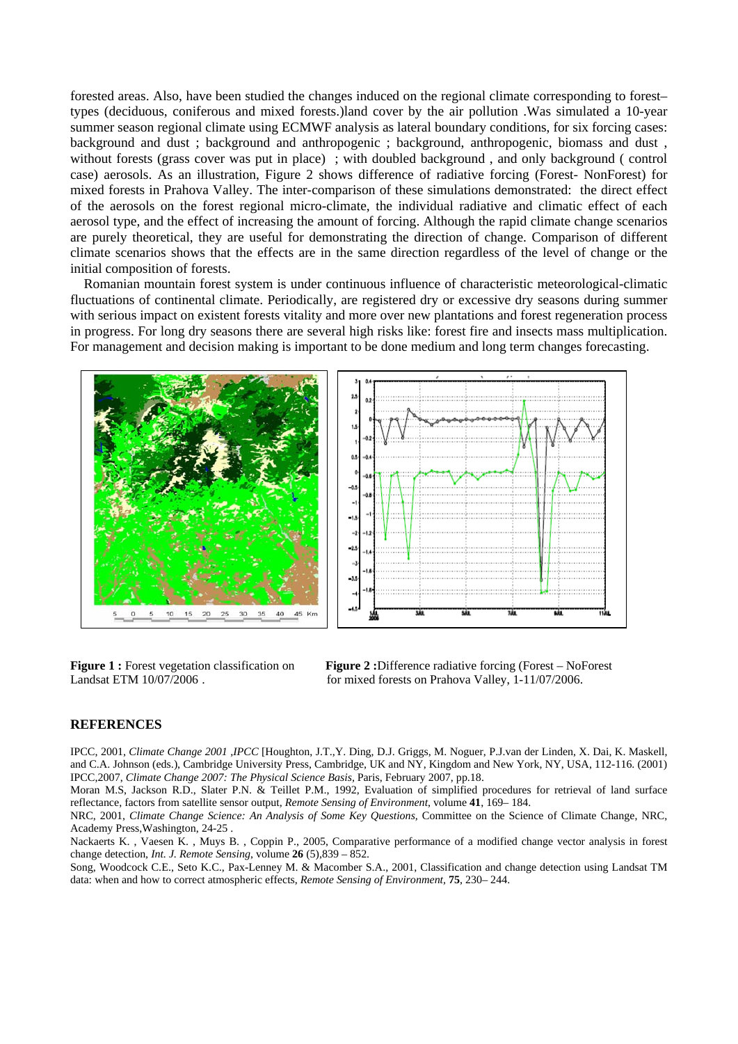forested areas. Also, have been studied the changes induced on the regional climate corresponding to forest–types (deciduous, coniferous and mixed forests.)land cover by the air pollution .Was simulated a 10-year summer season regional climate using ECMWF analysis as lateral boundary conditions, for six forcing cases: background and dust ; background and anthropogenic ; background, anthropogenic, biomass and dust , without forests (grass cover was put in place) ; with doubled background , and only background ( control case) aerosols. As an illustration, Figure 2 shows difference of radiative forcing (Forest- NonForest) for mixed forests in Prahova Valley. The inter-comparison of these simulations demonstrated: the direct effect of the aerosols on the forest regional micro-climate, the individual radiative and climatic effect of each aerosol type, and the effect of increasing the amount of forcing. Although the rapid climate change scenarios are purely theoretical, they are useful for demonstrating the direction of change. Comparison of different climate scenarios shows that the effects are in the same direction regardless of the level of change or the initial composition of forests.

Romanian mountain forest system is under continuous influence of characteristic meteorological-climatic fluctuations of continental climate. Periodically, are registered dry or excessive dry seasons during summer with serious impact on existent forests vitality and more over new plantations and forest regeneration process in progress. For long dry seasons there are several high risks like: forest fire and insects mass multiplication. For management and decision making is important to be done medium and long term changes forecasting.

5 0 5 10 15 20 25 30 35 40 45 Km

**Figure 1 :** Forest vegetation classification on Landsat ETM 10/07/2006 .

**Figure 2 :**Difference radiative forcing (Forest – NoForest for mixed forests on Prahova Valley, 1-11/07/2006.

## REFERENCES

IPCC, 2001, *Climate Change 2001* ,*IPCC* [Houghton, J.T.,Y. Ding, D.J. Griggs, M. Noguer, P.J.van der Linden, X. Dai, K. Maskell, and C.A. Johnson (eds.), Cambridge University Press, Cambridge, UK and NY, Kingdom and New York, NY, USA, 112-116. (2001)
IPCC,2007, *Climate Change 2007: The Physical Science Basis*, Paris, February 2007, pp.18.

Moran M.S, Jackson R.D., Slater P.N. & Teillet P.M., 1992, Evaluation of simplified procedures for retrieval of land surface reflectance, factors from satellite sensor output, *Remote Sensing of Environment*, volume **41**, 169– 184.

NRC, 2001, *Climate Change Science: An Analysis of Some Key Questions,* Committee on the Science of Climate Change, NRC, Academy Press,Washington, 24-25 .

Nackaerts K. , Vaesen K. , Muys B. , Coppin P., 2005, Comparative performance of a modified change vector analysis in forest change detection, *Int. J. Remote Sensing*, volume **26** (5),839 – 852.

Song, Woodcock C.E., Seto K.C., Pax-Lenney M. & Macomber S.A., 2001, Classification and change detection using Landsat TM data: when and how to correct atmospheric effects, *Remote Sensing of Environment*, **75**, 230– 244.